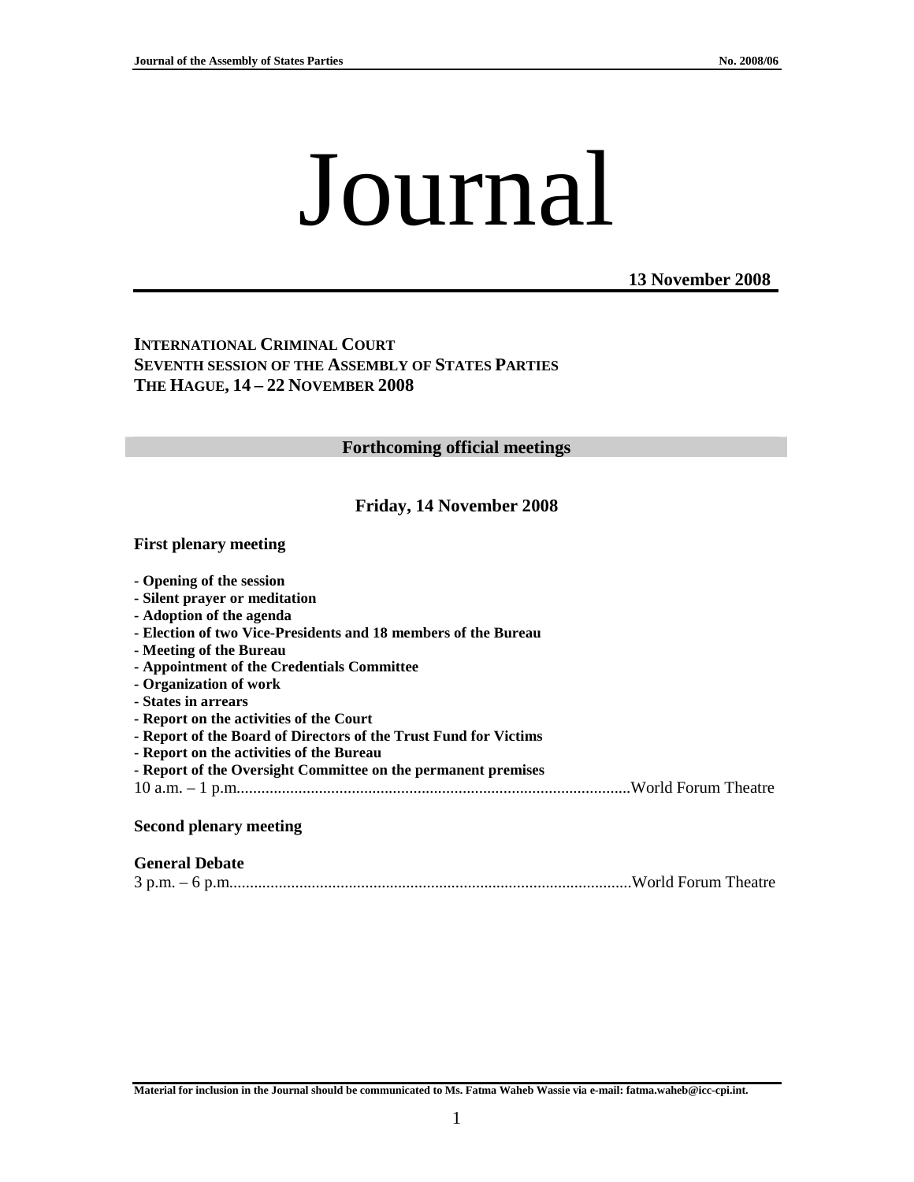# Journal

**13 November 2008**

**INTERNATIONAL CRIMINAL COURT**
**SEVENTH SESSION OF THE ASSEMBLY OF STATES PARTIES**
**THE HAGUE, 14 – 22 NOVEMBER 2008**

## Forthcoming official meetings

### Friday, 14 November 2008

**First plenary meeting**

**- Opening of the session**
**- Silent prayer or meditation**
**- Adoption of the agenda**
**- Election of two Vice-Presidents and 18 members of the Bureau**
**- Meeting of the Bureau**
**- Appointment of the Credentials Committee**
**- Organization of work**
**- States in arrears**
**- Report on the activities of the Court**
**- Report of the Board of Directors of the Trust Fund for Victims**
**- Report on the activities of the Bureau**
**- Report of the Oversight Committee on the permanent premises**

10 a.m. – 1 p.m. ................................................................................................ World Forum Theatre

**Second plenary meeting**

**General Debate**

3 p.m. – 6 p.m. ................................................................................................ World Forum Theatre

**Material for inclusion in the Journal should be communicated to Ms. Fatma Waheb Wassie via e-mail: fatma.waheb@icc-cpi.int.**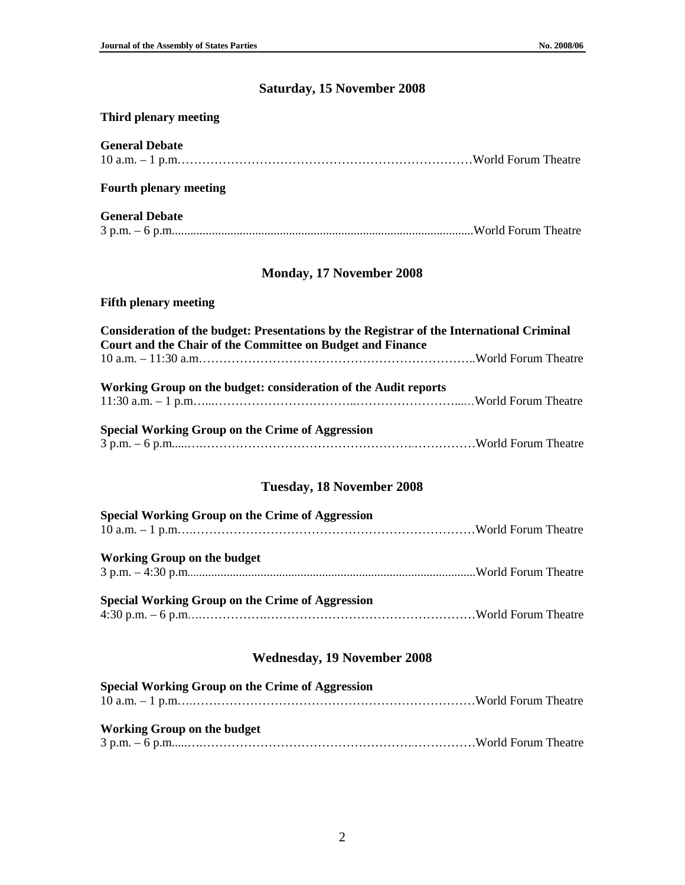## Saturday, 15 November 2008

**Third plenary meeting**

**General Debate**
10 a.m. – 1 p.m.……………………………………………………………World Forum Theatre

**Fourth plenary meeting**

**General Debate**
3 p.m. – 6 p.m...............................................................................................World Forum Theatre

## Monday, 17 November 2008

**Fifth plenary meeting**

**Consideration of the budget: Presentations by the Registrar of the International Criminal Court and the Chair of the Committee on Budget and Finance**
10 a.m. – 11:30 a.m.…………………………………………………………..World Forum Theatre

**Working Group on the budget: consideration of the Audit reports**
11:30 a.m. – 1 p.m.…...……………………………..……………………...…World Forum Theatre

**Special Working Group on the Crime of Aggression**
3 p.m. – 6 p.m.....….……………………………………………..……………World Forum Theatre

## Tuesday, 18 November 2008

**Special Working Group on the Crime of Aggression**
10 a.m. – 1 p.m.….…………………………………………………………World Forum Theatre

**Working Group on the budget**
3 p.m. – 4:30 p.m.............................................................................................World Forum Theatre

**Special Working Group on the Crime of Aggression**
4:30 p.m. – 6 p.m.….…………….……………………………………………World Forum Theatre

## Wednesday, 19 November 2008

**Special Working Group on the Crime of Aggression**
10 a.m. – 1 p.m.….…………………………………………………………World Forum Theatre

**Working Group on the budget**
3 p.m. – 6 p.m.....….……………………………………………..……………World Forum Theatre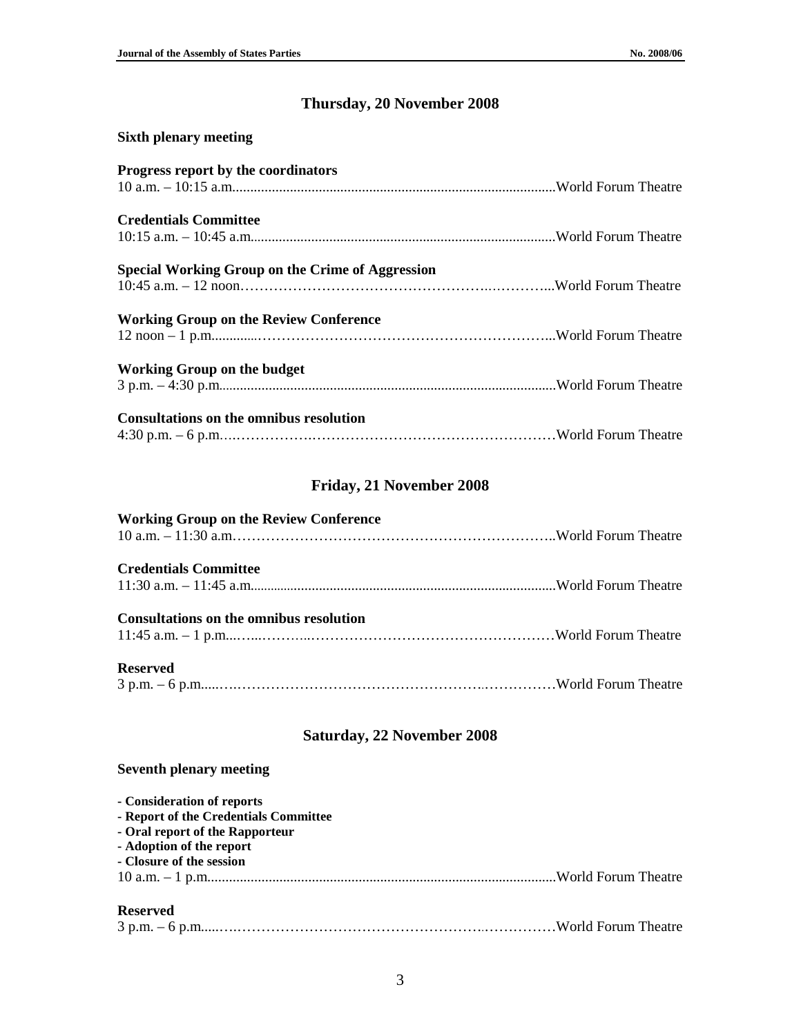## Thursday, 20 November 2008

### Sixth plenary meeting

**Progress report by the coordinators**
10 a.m. – 10:15 a.m. ........ World Forum Theatre

**Credentials Committee**
10:15 a.m. – 10:45 a.m. ........ World Forum Theatre

**Special Working Group on the Crime of Aggression**
10:45 a.m. – 12 noon ........ World Forum Theatre

**Working Group on the Review Conference**
12 noon – 1 p.m. ........ World Forum Theatre

**Working Group on the budget**
3 p.m. – 4:30 p.m. ........ World Forum Theatre

**Consultations on the omnibus resolution**
4:30 p.m. – 6 p.m. ........ World Forum Theatre

## Friday, 21 November 2008

**Working Group on the Review Conference**
10 a.m. – 11:30 a.m. ........ World Forum Theatre

**Credentials Committee**
11:30 a.m. – 11:45 a.m. ........ World Forum Theatre

**Consultations on the omnibus resolution**
11:45 a.m. – 1 p.m. ........ World Forum Theatre

**Reserved**
3 p.m. – 6 p.m. ........ World Forum Theatre

## Saturday, 22 November 2008

### Seventh plenary meeting

- **Consideration of reports**
- **Report of the Credentials Committee**
- **Oral report of the Rapporteur**
- **Adoption of the report**
- **Closure of the session**

10 a.m. – 1 p.m. ........ World Forum Theatre

**Reserved**
3 p.m. – 6 p.m. ........ World Forum Theatre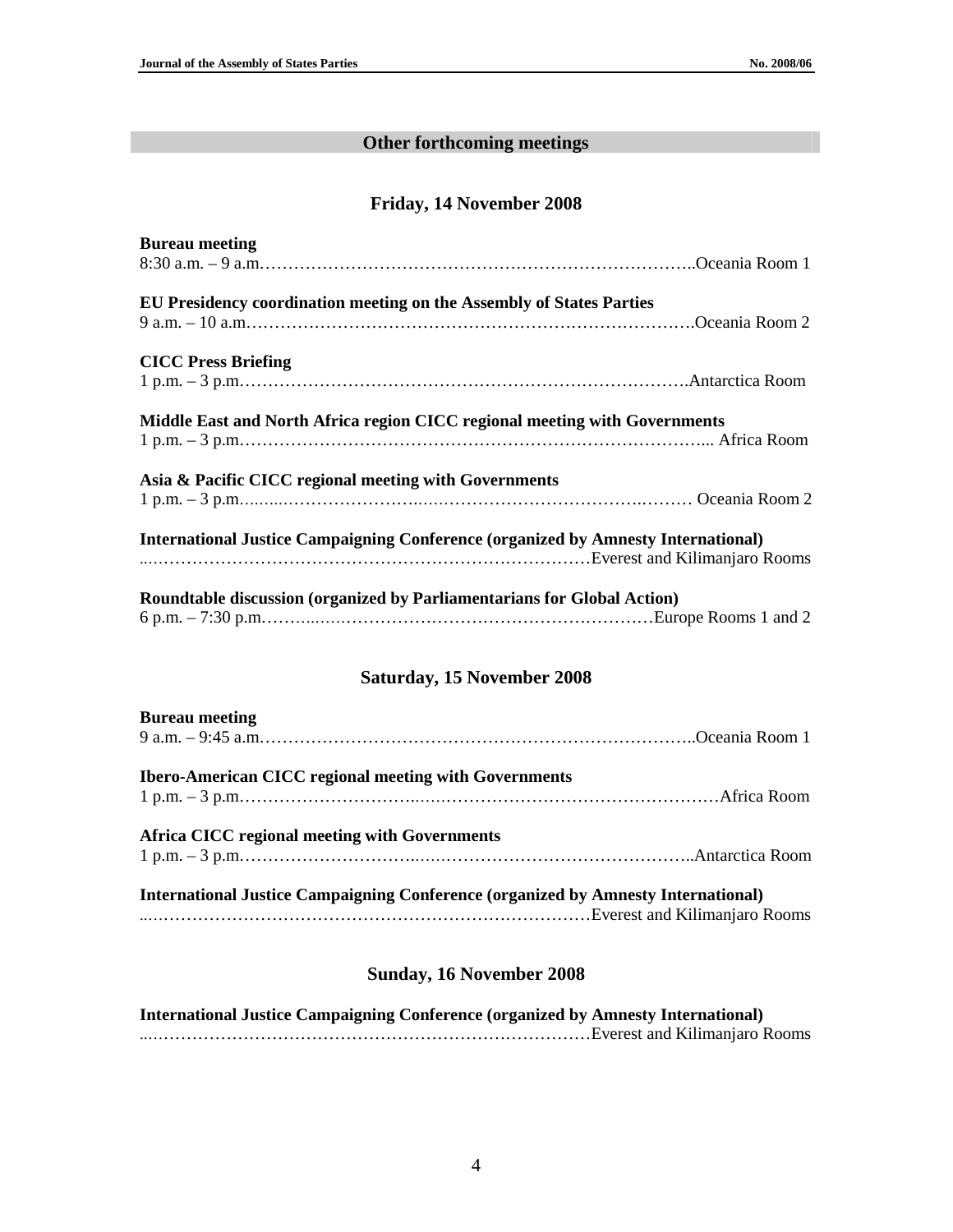## Other forthcoming meetings

### Friday, 14 November 2008

**Bureau meeting**
8:30 a.m. – 9 a.m.…………………………………………………………………..Oceania Room 1

**EU Presidency coordination meeting on the Assembly of States Parties**
9 a.m. – 10 a.m.………………………………………………………………….Oceania Room 2

**CICC Press Briefing**
1 p.m. – 3 p.m.………………………………………………………………….Antarctica Room

**Middle East and North Africa region CICC regional meeting with Governments**
1 p.m. – 3 p.m.………………………………………………………………………... Africa Room

**Asia & Pacific CICC regional meeting with Governments**
1 p.m. – 3 p.m.………………………………………………………………………… Oceania Room 2

**International Justice Campaigning Conference (organized by Amnesty International)**
...…………………………………………………………………Everest and Kilimanjaro Rooms

**Roundtable discussion (organized by Parliamentarians for Global Action)**
6 p.m. – 7:30 p.m.………………………………………………………………Europe Rooms 1 and 2

### Saturday, 15 November 2008

**Bureau meeting**
9 a.m. – 9:45 a.m.…………………………………………………………………..Oceania Room 1

**Ibero-American CICC regional meeting with Governments**
1 p.m. – 3 p.m.……………………………………………………………………………Africa Room

**Africa CICC regional meeting with Governments**
1 p.m. – 3 p.m.…………………………………………………………………………..Antarctica Room

**International Justice Campaigning Conference (organized by Amnesty International)**
...…………………………………………………………………Everest and Kilimanjaro Rooms

### Sunday, 16 November 2008

**International Justice Campaigning Conference (organized by Amnesty International)**
...…………………………………………………………………Everest and Kilimanjaro Rooms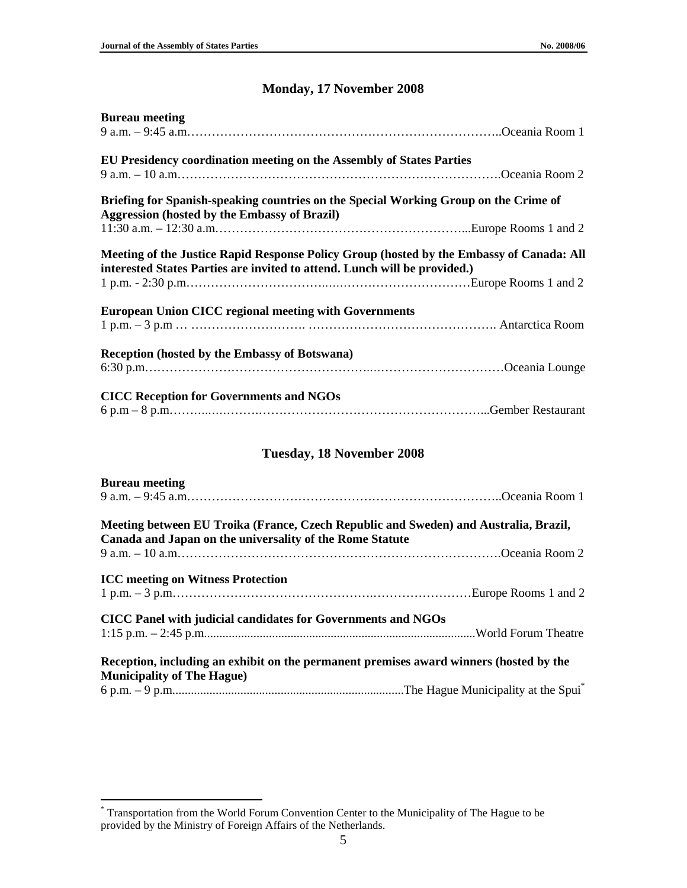## Monday, 17 November 2008

**Bureau meeting**
9 a.m. – 9:45 a.m.……………………………………………………………………..Oceania Room 1

**EU Presidency coordination meeting on the Assembly of States Parties**
9 a.m. – 10 a.m.……………………………………………………………………….Oceania Room 2

**Briefing for Spanish-speaking countries on the Special Working Group on the Crime of Aggression (hosted by the Embassy of Brazil)**
11:30 a.m. – 12:30 a.m.……………………………………………………...Europe Rooms 1 and 2

**Meeting of the Justice Rapid Response Policy Group (hosted by the Embassy of Canada: All interested States Parties are invited to attend. Lunch will be provided.)**
1 p.m. - 2:30 p.m……………………………..….…………………………Europe Rooms 1 and 2

**European Union CICC regional meeting with Governments**
1 p.m. – 3 p.m … ………………………. ………………………………………. Antarctica Room

**Reception (hosted by the Embassy of Botswana)**
6:30 p.m……………………………………………..……………………………Oceania Lounge

**CICC Reception for Governments and NGOs**
6 p.m – 8 p.m……...………….…………………………………………………...Gember Restaurant

## Tuesday, 18 November 2008

**Bureau meeting**
9 a.m. – 9:45 a.m.……………………………………………………………………..Oceania Room 1

**Meeting between EU Troika (France, Czech Republic and Sweden) and Australia, Brazil, Canada and Japan on the universality of the Rome Statute**
9 a.m. – 10 a.m.……………………………………………………………………….Oceania Room 2

**ICC meeting on Witness Protection**
1 p.m. – 3 p.m……………………………………….……………………Europe Rooms 1 and 2

**CICC Panel with judicial candidates for Governments and NGOs**
1:15 p.m. – 2:45 p.m.......................................................................................World Forum Theatre

**Reception, including an exhibit on the permanent premises award winners (hosted by the Municipality of The Hague)**
6 p.m. – 9 p.m...........................................................................The Hague Municipality at the Spui*

* Transportation from the World Forum Convention Center to the Municipality of The Hague to be provided by the Ministry of Foreign Affairs of the Netherlands.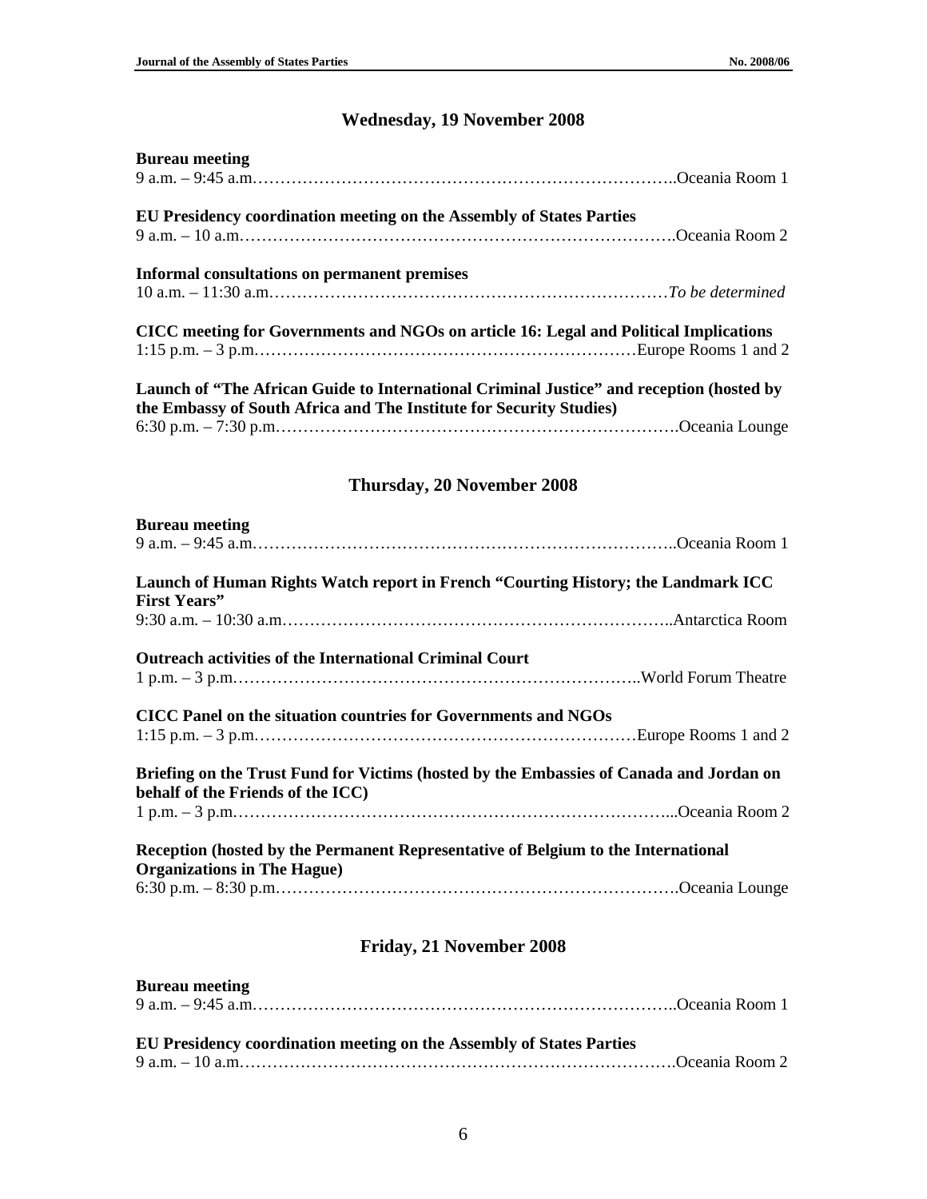## Wednesday, 19 November 2008

**Bureau meeting**
9 a.m. – 9:45 a.m.…………………………………………………………………..Oceania Room 1

**EU Presidency coordination meeting on the Assembly of States Parties**
9 a.m. – 10 a.m.…………………………………………………………………….Oceania Room 2

**Informal consultations on permanent premises**
10 a.m. – 11:30 a.m.………………………………………………………………*To be determined*

**CICC meeting for Governments and NGOs on article 16: Legal and Political Implications**
1:15 p.m. – 3 p.m.……………………………………………………………Europe Rooms 1 and 2

**Launch of "The African Guide to International Criminal Justice" and reception (hosted by the Embassy of South Africa and The Institute for Security Studies)**
6:30 p.m. – 7:30 p.m.……………………………………………………………….Oceania Lounge

## Thursday, 20 November 2008

**Bureau meeting**
9 a.m. – 9:45 a.m.…………………………………………………………………..Oceania Room 1

**Launch of Human Rights Watch report in French "Courting History; the Landmark ICC First Years"**
9:30 a.m. – 10:30 a.m.……………………………………………………………..Antarctica Room

**Outreach activities of the International Criminal Court**
1 p.m. – 3 p.m.………………………………………………………………..World Forum Theatre

**CICC Panel on the situation countries for Governments and NGOs**
1:15 p.m. – 3 p.m.……………………………………………………………Europe Rooms 1 and 2

**Briefing on the Trust Fund for Victims (hosted by the Embassies of Canada and Jordan on behalf of the Friends of the ICC)**
1 p.m. – 3 p.m.……………………………………………………………………...Oceania Room 2

**Reception (hosted by the Permanent Representative of Belgium to the International Organizations in The Hague)**
6:30 p.m. – 8:30 p.m.……………………………………………………………….Oceania Lounge

## Friday, 21 November 2008

**Bureau meeting**
9 a.m. – 9:45 a.m.…………………………………………………………………..Oceania Room 1

**EU Presidency coordination meeting on the Assembly of States Parties**
9 a.m. – 10 a.m.…………………………………………………………………….Oceania Room 2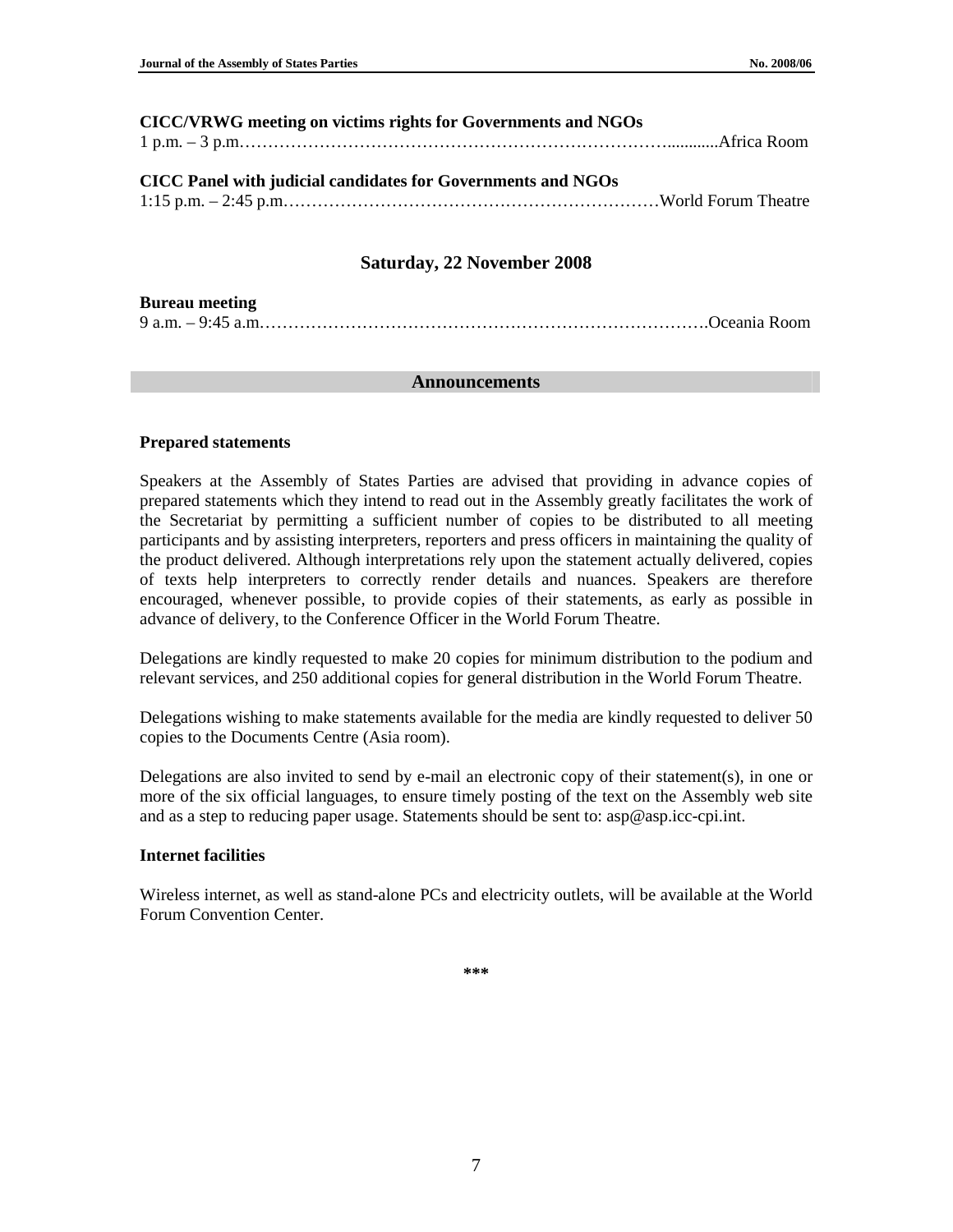**CICC/VRWG meeting on victims rights for Governments and NGOs**

1 p.m. – 3 p.m.…………………………………………………………………...........Africa Room

**CICC Panel with judicial candidates for Governments and NGOs**

1:15 p.m. – 2:45 p.m…………………………………………………………World Forum Theatre

## Saturday, 22 November 2008

**Bureau meeting**

9 a.m. – 9:45 a.m…………………………………………………………………….Oceania Room

## Announcements

**Prepared statements**

Speakers at the Assembly of States Parties are advised that providing in advance copies of prepared statements which they intend to read out in the Assembly greatly facilitates the work of the Secretariat by permitting a sufficient number of copies to be distributed to all meeting participants and by assisting interpreters, reporters and press officers in maintaining the quality of the product delivered. Although interpretations rely upon the statement actually delivered, copies of texts help interpreters to correctly render details and nuances. Speakers are therefore encouraged, whenever possible, to provide copies of their statements, as early as possible in advance of delivery, to the Conference Officer in the World Forum Theatre.

Delegations are kindly requested to make 20 copies for minimum distribution to the podium and relevant services, and 250 additional copies for general distribution in the World Forum Theatre.

Delegations wishing to make statements available for the media are kindly requested to deliver 50 copies to the Documents Centre (Asia room).

Delegations are also invited to send by e-mail an electronic copy of their statement(s), in one or more of the six official languages, to ensure timely posting of the text on the Assembly web site and as a step to reducing paper usage. Statements should be sent to: asp@asp.icc-cpi.int.

**Internet facilities**

Wireless internet, as well as stand-alone PCs and electricity outlets, will be available at the World Forum Convention Center.

***